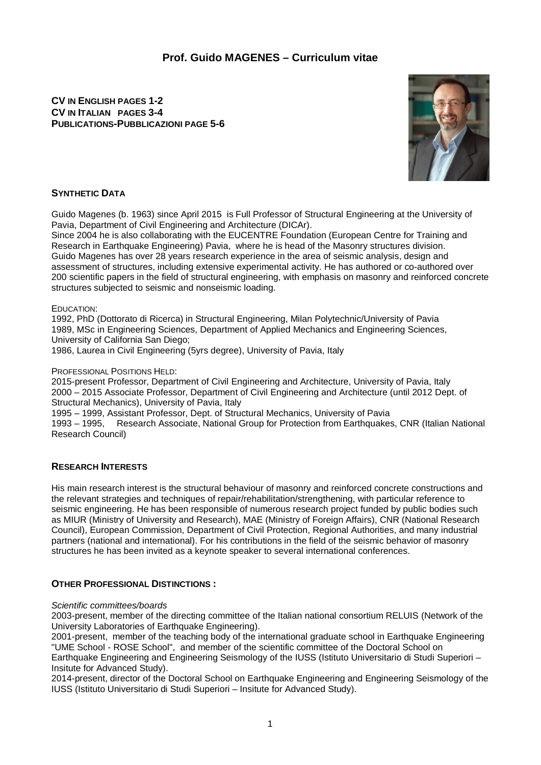# Prof. Guido MAGENES – Curriculum vitae

**CV IN ENGLISH PAGES 1-2**
**CV IN ITALIAN PAGES 3-4**
**PUBLICATIONS-PUBBLICAZIONI PAGE 5-6**

## SYNTHETIC DATA

Guido Magenes (b. 1963) since April 2015 is Full Professor of Structural Engineering at the University of Pavia, Department of Civil Engineering and Architecture (DICAr).
Since 2004 he is also collaborating with the EUCENTRE Foundation (European Centre for Training and Research in Earthquake Engineering) Pavia, where he is head of the Masonry structures division.
Guido Magenes has over 28 years research experience in the area of seismic analysis, design and assessment of structures, including extensive experimental activity. He has authored or co-authored over 200 scientific papers in the field of structural engineering, with emphasis on masonry and reinforced concrete structures subjected to seismic and nonseismic loading.

EDUCATION:
1992, PhD (Dottorato di Ricerca) in Structural Engineering, Milan Polytechnic/University of Pavia
1989, MSc in Engineering Sciences, Department of Applied Mechanics and Engineering Sciences, University of California San Diego;
1986, Laurea in Civil Engineering (5yrs degree), University of Pavia, Italy

PROFESSIONAL POSITIONS HELD:
2015-present Professor, Department of Civil Engineering and Architecture, University of Pavia, Italy
2000 – 2015 Associate Professor, Department of Civil Engineering and Architecture (until 2012 Dept. of Structural Mechanics), University of Pavia, Italy
1995 – 1999, Assistant Professor, Dept. of Structural Mechanics, University of Pavia
1993 – 1995, Research Associate, National Group for Protection from Earthquakes, CNR (Italian National Research Council)

## RESEARCH INTERESTS

His main research interest is the structural behaviour of masonry and reinforced concrete constructions and the relevant strategies and techniques of repair/rehabilitation/strengthening, with particular reference to seismic engineering. He has been responsible of numerous research project funded by public bodies such as MIUR (Ministry of University and Research), MAE (Ministry of Foreign Affairs), CNR (National Research Council), European Commission, Department of Civil Protection, Regional Authorities, and many industrial partners (national and international). For his contributions in the field of the seismic behavior of masonry structures he has been invited as a keynote speaker to several international conferences.

## OTHER PROFESSIONAL DISTINCTIONS :

*Scientific committees/boards*
2003-present, member of the directing committee of the Italian national consortium RELUIS (Network of the University Laboratories of Earthquake Engineering).
2001-present, member of the teaching body of the international graduate school in Earthquake Engineering "UME School - ROSE School", and member of the scientific committee of the Doctoral School on Earthquake Engineering and Engineering Seismology of the IUSS (Istituto Universitario di Studi Superiori – Insitute for Advanced Study).
2014-present, director of the Doctoral School on Earthquake Engineering and Engineering Seismology of the IUSS (Istituto Universitario di Studi Superiori – Insitute for Advanced Study).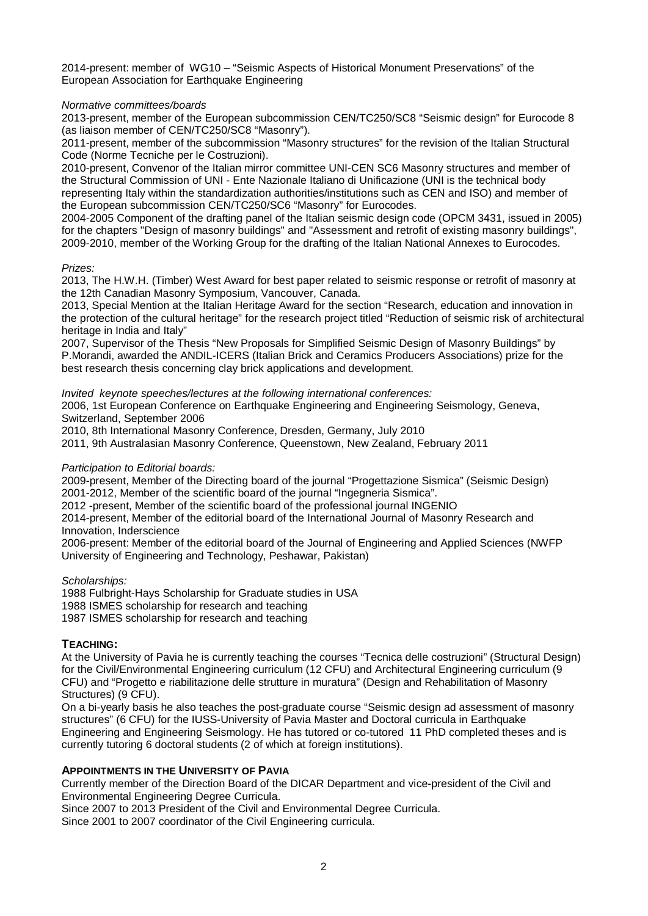2014-present: member of WG10 – "Seismic Aspects of Historical Monument Preservations" of the European Association for Earthquake Engineering

*Normative committees/boards*

2013-present, member of the European subcommission CEN/TC250/SC8 "Seismic design" for Eurocode 8 (as liaison member of CEN/TC250/SC8 "Masonry").

2011-present, member of the subcommission "Masonry structures" for the revision of the Italian Structural Code (Norme Tecniche per le Costruzioni).

2010-present, Convenor of the Italian mirror committee UNI-CEN SC6 Masonry structures and member of the Structural Commission of UNI - Ente Nazionale Italiano di Unificazione (UNI is the technical body representing Italy within the standardization authorities/institutions such as CEN and ISO) and member of the European subcommission CEN/TC250/SC6 "Masonry" for Eurocodes.

2004-2005 Component of the drafting panel of the Italian seismic design code (OPCM 3431, issued in 2005) for the chapters "Design of masonry buildings" and "Assessment and retrofit of existing masonry buildings",

2009-2010, member of the Working Group for the drafting of the Italian National Annexes to Eurocodes.

*Prizes:*

2013, The H.W.H. (Timber) West Award for best paper related to seismic response or retrofit of masonry at the 12th Canadian Masonry Symposium, Vancouver, Canada.

2013, Special Mention at the Italian Heritage Award for the section "Research, education and innovation in the protection of the cultural heritage" for the research project titled "Reduction of seismic risk of architectural heritage in India and Italy"

2007, Supervisor of the Thesis "New Proposals for Simplified Seismic Design of Masonry Buildings" by P.Morandi, awarded the ANDIL-ICERS (Italian Brick and Ceramics Producers Associations) prize for the best research thesis concerning clay brick applications and development.

*Invited keynote speeches/lectures at the following international conferences:*

2006, 1st European Conference on Earthquake Engineering and Engineering Seismology, Geneva, Switzerland, September 2006

2010, 8th International Masonry Conference, Dresden, Germany, July 2010

2011, 9th Australasian Masonry Conference, Queenstown, New Zealand, February 2011

*Participation to Editorial boards:*

2009-present, Member of the Directing board of the journal "Progettazione Sismica" (Seismic Design)

2001-2012, Member of the scientific board of the journal "Ingegneria Sismica".

2012 -present, Member of the scientific board of the professional journal INGENIO

2014-present, Member of the editorial board of the International Journal of Masonry Research and Innovation, Inderscience

2006-present: Member of the editorial board of the Journal of Engineering and Applied Sciences (NWFP University of Engineering and Technology, Peshawar, Pakistan)

*Scholarships:*

1988 Fulbright-Hays Scholarship for Graduate studies in USA

1988 ISMES scholarship for research and teaching

1987 ISMES scholarship for research and teaching

## TEACHING:

At the University of Pavia he is currently teaching the courses "Tecnica delle costruzioni" (Structural Design) for the Civil/Environmental Engineering curriculum (12 CFU) and Architectural Engineering curriculum (9 CFU) and "Progetto e riabilitazione delle strutture in muratura" (Design and Rehabilitation of Masonry Structures) (9 CFU).

On a bi-yearly basis he also teaches the post-graduate course "Seismic design ad assessment of masonry structures" (6 CFU) for the IUSS-University of Pavia Master and Doctoral curricula in Earthquake Engineering and Engineering Seismology. He has tutored or co-tutored 11 PhD completed theses and is currently tutoring 6 doctoral students (2 of which at foreign institutions).

## APPOINTMENTS IN THE UNIVERSITY OF PAVIA

Currently member of the Direction Board of the DICAR Department and vice-president of the Civil and Environmental Engineering Degree Curricula.

Since 2007 to 2013 President of the Civil and Environmental Degree Curricula.

Since 2001 to 2007 coordinator of the Civil Engineering curricula.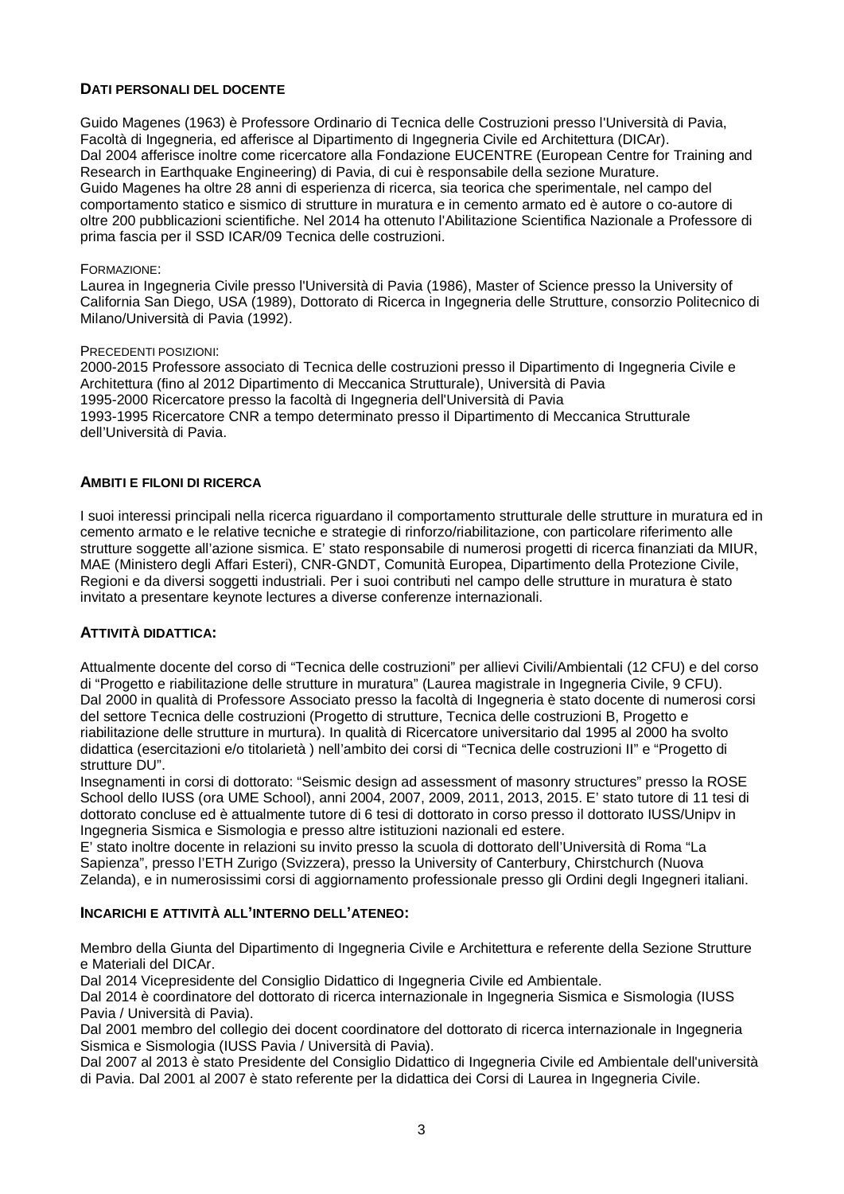## DATI PERSONALI DEL DOCENTE

Guido Magenes (1963) è Professore Ordinario di Tecnica delle Costruzioni presso l'Università di Pavia, Facoltà di Ingegneria, ed afferisce al Dipartimento di Ingegneria Civile ed Architettura (DICAr).
Dal 2004 afferisce inoltre come ricercatore alla Fondazione EUCENTRE (European Centre for Training and Research in Earthquake Engineering) di Pavia, di cui è responsabile della sezione Murature.
Guido Magenes ha oltre 28 anni di esperienza di ricerca, sia teorica che sperimentale, nel campo del comportamento statico e sismico di strutture in muratura e in cemento armato ed è autore o co-autore di oltre 200 pubblicazioni scientifiche. Nel 2014 ha ottenuto l'Abilitazione Scientifica Nazionale a Professore di prima fascia per il SSD ICAR/09 Tecnica delle costruzioni.

FORMAZIONE:
Laurea in Ingegneria Civile presso l'Università di Pavia (1986), Master of Science presso la University of California San Diego, USA (1989), Dottorato di Ricerca in Ingegneria delle Strutture, consorzio Politecnico di Milano/Università di Pavia (1992).

PRECEDENTI POSIZIONI:
2000-2015 Professore associato di Tecnica delle costruzioni presso il Dipartimento di Ingegneria Civile e Architettura (fino al 2012 Dipartimento di Meccanica Strutturale), Università di Pavia
1995-2000 Ricercatore presso la facoltà di Ingegneria dell'Università di Pavia
1993-1995 Ricercatore CNR a tempo determinato presso il Dipartimento di Meccanica Strutturale dell'Università di Pavia.

## AMBITI E FILONI DI RICERCA

I suoi interessi principali nella ricerca riguardano il comportamento strutturale delle strutture in muratura ed in cemento armato e le relative tecniche e strategie di rinforzo/riabilitazione, con particolare riferimento alle strutture soggette all'azione sismica. E' stato responsabile di numerosi progetti di ricerca finanziati da MIUR, MAE (Ministero degli Affari Esteri), CNR-GNDT, Comunità Europea, Dipartimento della Protezione Civile, Regioni e da diversi soggetti industriali. Per i suoi contributi nel campo delle strutture in muratura è stato invitato a presentare keynote lectures a diverse conferenze internazionali.

## ATTIVITÀ DIDATTICA:

Attualmente docente del corso di "Tecnica delle costruzioni" per allievi Civili/Ambientali (12 CFU) e del corso di "Progetto e riabilitazione delle strutture in muratura" (Laurea magistrale in Ingegneria Civile, 9 CFU).
Dal 2000 in qualità di Professore Associato presso la facoltà di Ingegneria è stato docente di numerosi corsi del settore Tecnica delle costruzioni (Progetto di strutture, Tecnica delle costruzioni B, Progetto e riabilitazione delle strutture in murtura). In qualità di Ricercatore universitario dal 1995 al 2000 ha svolto didattica (esercitazioni e/o titolarietà ) nell'ambito dei corsi di "Tecnica delle costruzioni II" e "Progetto di strutture DU".
Insegnamenti in corsi di dottorato: "Seismic design ad assessment of masonry structures" presso la ROSE School dello IUSS (ora UME School), anni 2004, 2007, 2009, 2011, 2013, 2015. E' stato tutore di 11 tesi di dottorato concluse ed è attualmente tutore di 6 tesi di dottorato in corso presso il dottorato IUSS/Unipv in Ingegneria Sismica e Sismologia e presso altre istituzioni nazionali ed estere.
E' stato inoltre docente in relazioni su invito presso la scuola di dottorato dell'Università di Roma "La Sapienza", presso l'ETH Zurigo (Svizzera), presso la University of Canterbury, Chirstchurch (Nuova Zelanda), e in numerosissimi corsi di aggiornamento professionale presso gli Ordini degli Ingegneri italiani.

## INCARICHI E ATTIVITÀ ALL'INTERNO DELL'ATENEO:

Membro della Giunta del Dipartimento di Ingegneria Civile e Architettura e referente della Sezione Strutture e Materiali del DICAr.
Dal 2014 Vicepresidente del Consiglio Didattico di Ingegneria Civile ed Ambientale.
Dal 2014 è coordinatore del dottorato di ricerca internazionale in Ingegneria Sismica e Sismologia (IUSS Pavia / Università di Pavia).
Dal 2001 membro del collegio dei docent coordinatore del dottorato di ricerca internazionale in Ingegneria Sismica e Sismologia (IUSS Pavia / Università di Pavia).
Dal 2007 al 2013 è stato Presidente del Consiglio Didattico di Ingegneria Civile ed Ambientale dell'università di Pavia. Dal 2001 al 2007 è stato referente per la didattica dei Corsi di Laurea in Ingegneria Civile.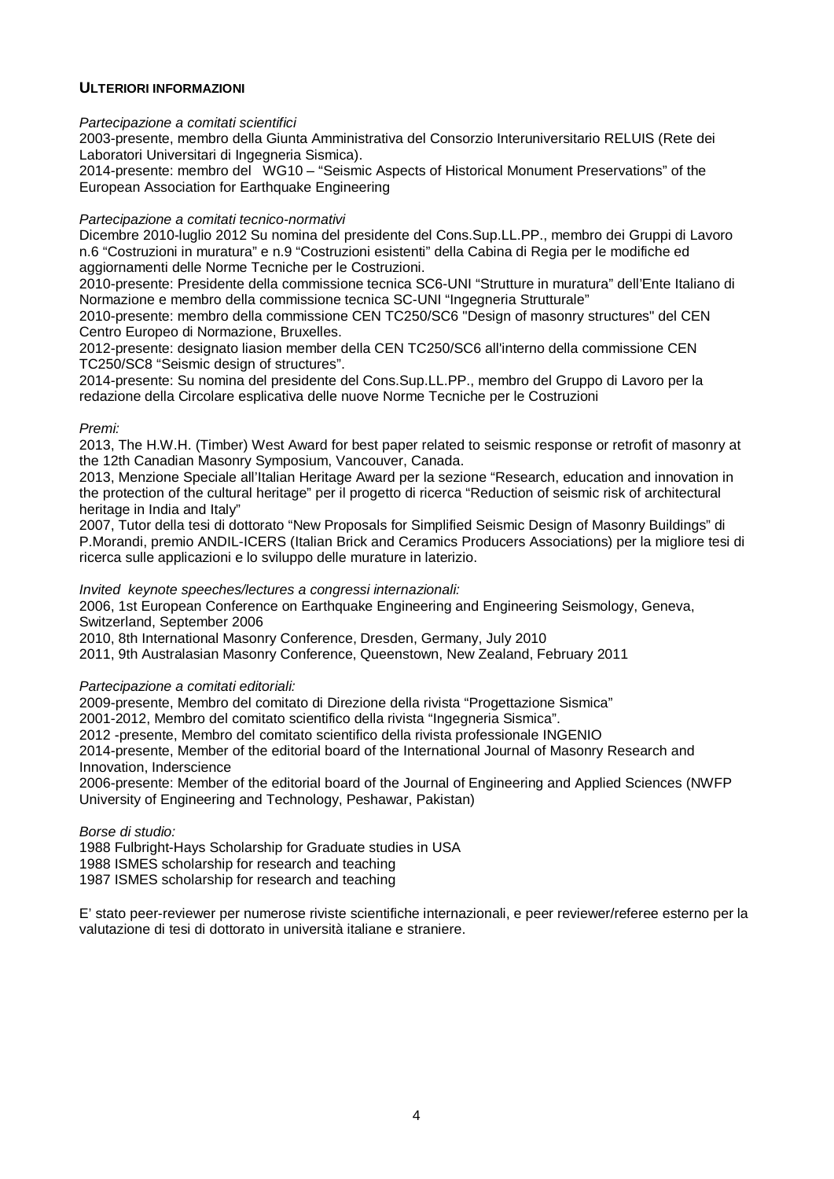**ULTERIORI INFORMAZIONI**

*Partecipazione a comitati scientifici*
2003-presente, membro della Giunta Amministrativa del Consorzio Interuniversitario RELUIS (Rete dei Laboratori Universitari di Ingegneria Sismica).
2014-presente: membro del WG10 – "Seismic Aspects of Historical Monument Preservations" of the European Association for Earthquake Engineering

*Partecipazione a comitati tecnico-normativi*
Dicembre 2010-luglio 2012 Su nomina del presidente del Cons.Sup.LL.PP., membro dei Gruppi di Lavoro n.6 "Costruzioni in muratura" e n.9 "Costruzioni esistenti" della Cabina di Regia per le modifiche ed aggiornamenti delle Norme Tecniche per le Costruzioni.
2010-presente: Presidente della commissione tecnica SC6-UNI "Strutture in muratura" dell'Ente Italiano di Normazione e membro della commissione tecnica SC-UNI "Ingegneria Strutturale"
2010-presente: membro della commissione CEN TC250/SC6 "Design of masonry structures" del CEN Centro Europeo di Normazione, Bruxelles.
2012-presente: designato liasion member della CEN TC250/SC6 all'interno della commissione CEN TC250/SC8 "Seismic design of structures".
2014-presente: Su nomina del presidente del Cons.Sup.LL.PP., membro del Gruppo di Lavoro per la redazione della Circolare esplicativa delle nuove Norme Tecniche per le Costruzioni

*Premi:*
2013, The H.W.H. (Timber) West Award for best paper related to seismic response or retrofit of masonry at the 12th Canadian Masonry Symposium, Vancouver, Canada.
2013, Menzione Speciale all'Italian Heritage Award per la sezione "Research, education and innovation in the protection of the cultural heritage" per il progetto di ricerca "Reduction of seismic risk of architectural heritage in India and Italy"
2007, Tutor della tesi di dottorato "New Proposals for Simplified Seismic Design of Masonry Buildings" di P.Morandi, premio ANDIL-ICERS (Italian Brick and Ceramics Producers Associations) per la migliore tesi di ricerca sulle applicazioni e lo sviluppo delle murature in laterizio.

*Invited keynote speeches/lectures a congressi internazionali:*
2006, 1st European Conference on Earthquake Engineering and Engineering Seismology, Geneva, Switzerland, September 2006
2010, 8th International Masonry Conference, Dresden, Germany, July 2010
2011, 9th Australasian Masonry Conference, Queenstown, New Zealand, February 2011

*Partecipazione a comitati editoriali:*
2009-presente, Membro del comitato di Direzione della rivista "Progettazione Sismica"
2001-2012, Membro del comitato scientifico della rivista "Ingegneria Sismica".
2012 -presente, Membro del comitato scientifico della rivista professionale INGENIO
2014-presente, Member of the editorial board of the International Journal of Masonry Research and Innovation, Inderscience
2006-presente: Member of the editorial board of the Journal of Engineering and Applied Sciences (NWFP University of Engineering and Technology, Peshawar, Pakistan)

*Borse di studio:*
1988 Fulbright-Hays Scholarship for Graduate studies in USA
1988 ISMES scholarship for research and teaching
1987 ISMES scholarship for research and teaching

E' stato peer-reviewer per numerose riviste scientifiche internazionali, e peer reviewer/referee esterno per la valutazione di tesi di dottorato in università italiane e straniere.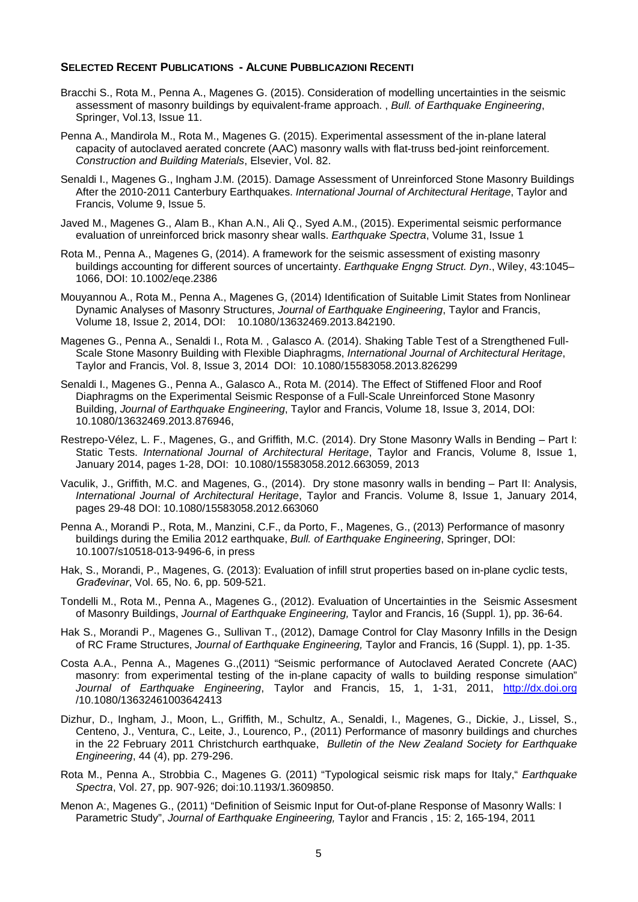**SELECTED RECENT PUBLICATIONS - ALCUNE PUBBLICAZIONI RECENTI**

Bracchi S., Rota M., Penna A., Magenes G. (2015). Consideration of modelling uncertainties in the seismic assessment of masonry buildings by equivalent-frame approach. , *Bull. of Earthquake Engineering*, Springer, Vol.13, Issue 11.

Penna A., Mandirola M., Rota M., Magenes G. (2015). Experimental assessment of the in-plane lateral capacity of autoclaved aerated concrete (AAC) masonry walls with flat-truss bed-joint reinforcement. *Construction and Building Materials*, Elsevier, Vol. 82.

Senaldi I., Magenes G., Ingham J.M. (2015). Damage Assessment of Unreinforced Stone Masonry Buildings After the 2010-2011 Canterbury Earthquakes. *International Journal of Architectural Heritage*, Taylor and Francis, Volume 9, Issue 5.

Javed M., Magenes G., Alam B., Khan A.N., Ali Q., Syed A.M., (2015). Experimental seismic performance evaluation of unreinforced brick masonry shear walls. *Earthquake Spectra*, Volume 31, Issue 1

Rota M., Penna A., Magenes G, (2014). A framework for the seismic assessment of existing masonry buildings accounting for different sources of uncertainty. *Earthquake Engng Struct. Dyn*., Wiley, 43:1045–1066, DOI: 10.1002/eqe.2386

Mouyannou A., Rota M., Penna A., Magenes G, (2014) Identification of Suitable Limit States from Nonlinear Dynamic Analyses of Masonry Structures, *Journal of Earthquake Engineering*, Taylor and Francis, Volume 18, Issue 2, 2014, DOI: 10.1080/13632469.2013.842190.

Magenes G., Penna A., Senaldi I., Rota M. , Galasco A. (2014). Shaking Table Test of a Strengthened Full-Scale Stone Masonry Building with Flexible Diaphragms, *International Journal of Architectural Heritage*, Taylor and Francis, Vol. 8, Issue 3, 2014 DOI: 10.1080/15583058.2013.826299

Senaldi I., Magenes G., Penna A., Galasco A., Rota M. (2014). The Effect of Stiffened Floor and Roof Diaphragms on the Experimental Seismic Response of a Full-Scale Unreinforced Stone Masonry Building, *Journal of Earthquake Engineering*, Taylor and Francis, Volume 18, Issue 3, 2014, DOI: 10.1080/13632469.2013.876946,

Restrepo-Vélez, L. F., Magenes, G., and Griffith, M.C. (2014). Dry Stone Masonry Walls in Bending – Part I: Static Tests. *International Journal of Architectural Heritage*, Taylor and Francis, Volume 8, Issue 1, January 2014, pages 1-28, DOI: 10.1080/15583058.2012.663059, 2013

Vaculik, J., Griffith, M.C. and Magenes, G., (2014). Dry stone masonry walls in bending – Part II: Analysis, *International Journal of Architectural Heritage*, Taylor and Francis. Volume 8, Issue 1, January 2014, pages 29-48 DOI: 10.1080/15583058.2012.663060

Penna A., Morandi P., Rota, M., Manzini, C.F., da Porto, F., Magenes, G., (2013) Performance of masonry buildings during the Emilia 2012 earthquake, *Bull. of Earthquake Engineering*, Springer, DOI: 10.1007/s10518-013-9496-6, in press

Hak, S., Morandi, P., Magenes, G. (2013): Evaluation of infill strut properties based on in-plane cyclic tests, *Građevinar*, Vol. 65, No. 6, pp. 509-521.

Tondelli M., Rota M., Penna A., Magenes G., (2012). Evaluation of Uncertainties in the Seismic Assesment of Masonry Buildings, *Journal of Earthquake Engineering,* Taylor and Francis, 16 (Suppl. 1), pp. 36-64.

Hak S., Morandi P., Magenes G., Sullivan T., (2012), Damage Control for Clay Masonry Infills in the Design of RC Frame Structures, *Journal of Earthquake Engineering,* Taylor and Francis, 16 (Suppl. 1), pp. 1-35.

Costa A.A., Penna A., Magenes G.,(2011) "Seismic performance of Autoclaved Aerated Concrete (AAC) masonry: from experimental testing of the in-plane capacity of walls to building response simulation" *Journal of Earthquake Engineering*, Taylor and Francis, 15, 1, 1-31, 2011, http://dx.doi.org /10.1080/13632461003642413

Dizhur, D., Ingham, J., Moon, L., Griffith, M., Schultz, A., Senaldi, I., Magenes, G., Dickie, J., Lissel, S., Centeno, J., Ventura, C., Leite, J., Lourenco, P., (2011) Performance of masonry buildings and churches in the 22 February 2011 Christchurch earthquake, *Bulletin of the New Zealand Society for Earthquake Engineering*, 44 (4), pp. 279-296.

Rota M., Penna A., Strobbia C., Magenes G. (2011) "Typological seismic risk maps for Italy," *Earthquake Spectra*, Vol. 27, pp. 907-926; doi:10.1193/1.3609850.

Menon A:, Magenes G., (2011) "Definition of Seismic Input for Out-of-plane Response of Masonry Walls: I Parametric Study", *Journal of Earthquake Engineering,* Taylor and Francis , 15: 2, 165-194, 2011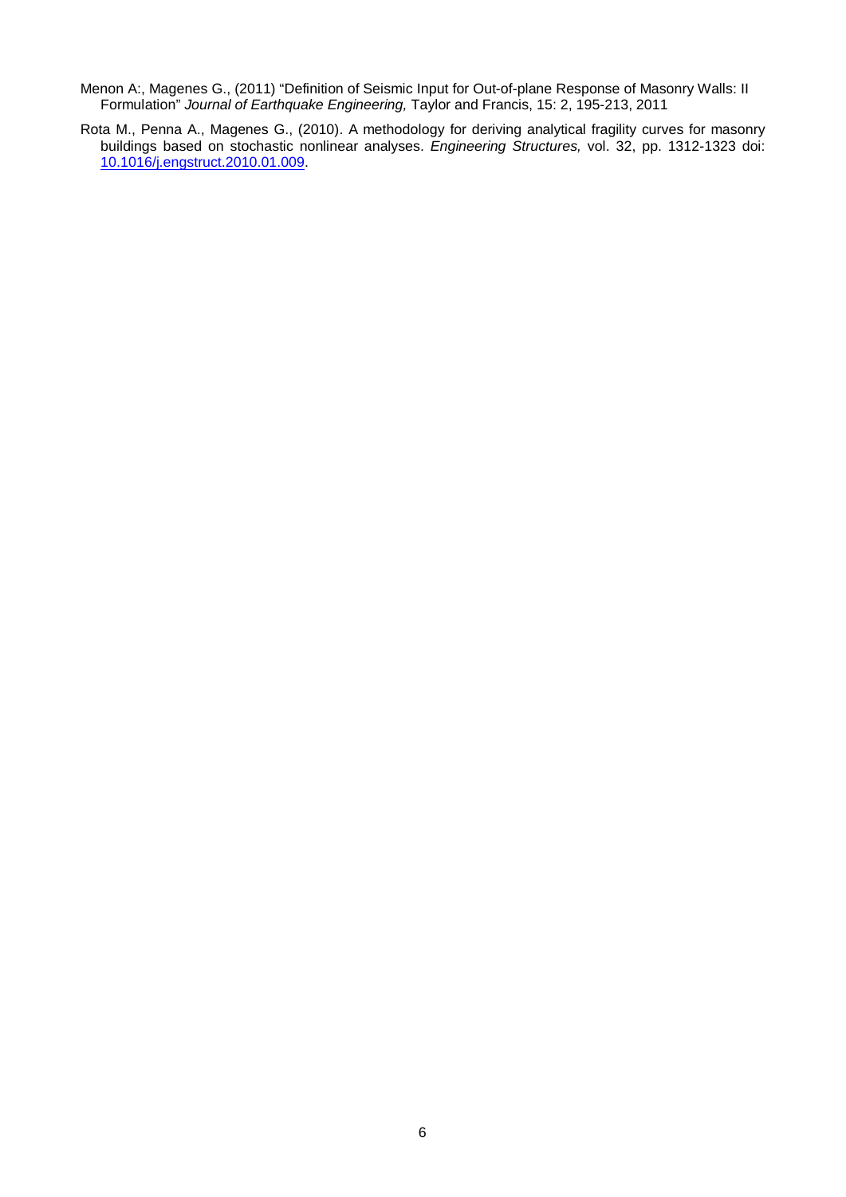Menon A:, Magenes G., (2011) “Definition of Seismic Input for Out-of-plane Response of Masonry Walls: II Formulation” *Journal of Earthquake Engineering,* Taylor and Francis, 15: 2, 195-213, 2011

Rota M., Penna A., Magenes G., (2010). A methodology for deriving analytical fragility curves for masonry buildings based on stochastic nonlinear analyses. *Engineering Structures,* vol. 32, pp. 1312-1323 doi: 10.1016/j.engstruct.2010.01.009.